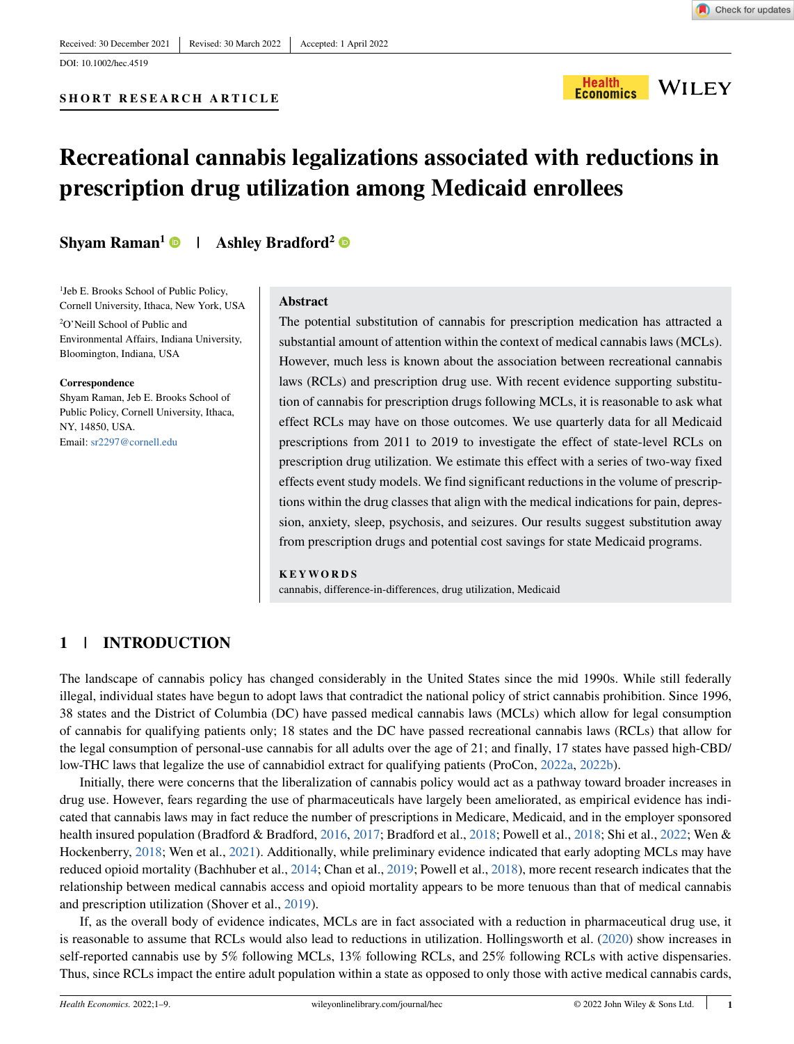Received: 30 December 2021 | Revised: 30 March 2022 | Accepted: 1 April 2022

DOI: 10.1002/hec.4519

**SHORT RESEARCH ARTICLE**

# Recreational cannabis legalizations associated with reductions in prescription drug utilization among Medicaid enrollees

**Shyam Raman[1] | Ashley Bradford[2]**

[1]Jeb E. Brooks School of Public Policy, Cornell University, Ithaca, New York, USA

[2]O'Neill School of Public and Environmental Affairs, Indiana University, Bloomington, Indiana, USA

**Correspondence**
Shyam Raman, Jeb E. Brooks School of Public Policy, Cornell University, Ithaca, NY, 14850, USA.
Email: sr2297@cornell.edu

## Abstract

The potential substitution of cannabis for prescription medication has attracted a substantial amount of attention within the context of medical cannabis laws (MCLs). However, much less is known about the association between recreational cannabis laws (RCLs) and prescription drug use. With recent evidence supporting substitution of cannabis for prescription drugs following MCLs, it is reasonable to ask what effect RCLs may have on those outcomes. We use quarterly data for all Medicaid prescriptions from 2011 to 2019 to investigate the effect of state-level RCLs on prescription drug utilization. We estimate this effect with a series of two-way fixed effects event study models. We find significant reductions in the volume of prescriptions within the drug classes that align with the medical indications for pain, depression, anxiety, sleep, psychosis, and seizures. Our results suggest substitution away from prescription drugs and potential cost savings for state Medicaid programs.

**KEYWORDS**

cannabis, difference-in-differences, drug utilization, Medicaid

## 1 | INTRODUCTION

The landscape of cannabis policy has changed considerably in the United States since the mid 1990s. While still federally illegal, individual states have begun to adopt laws that contradict the national policy of strict cannabis prohibition. Since 1996, 38 states and the District of Columbia (DC) have passed medical cannabis laws (MCLs) which allow for legal consumption of cannabis for qualifying patients only; 18 states and the DC have passed recreational cannabis laws (RCLs) that allow for the legal consumption of personal-use cannabis for all adults over the age of 21; and finally, 17 states have passed high-CBD/low-THC laws that legalize the use of cannabidiol extract for qualifying patients (ProCon, 2022a, 2022b).

Initially, there were concerns that the liberalization of cannabis policy would act as a pathway toward broader increases in drug use. However, fears regarding the use of pharmaceuticals have largely been ameliorated, as empirical evidence has indicated that cannabis laws may in fact reduce the number of prescriptions in Medicare, Medicaid, and in the employer sponsored health insured population (Bradford & Bradford, 2016, 2017; Bradford et al., 2018; Powell et al., 2018; Shi et al., 2022; Wen & Hockenberry, 2018; Wen et al., 2021). Additionally, while preliminary evidence indicated that early adopting MCLs may have reduced opioid mortality (Bachhuber et al., 2014; Chan et al., 2019; Powell et al., 2018), more recent research indicates that the relationship between medical cannabis access and opioid mortality appears to be more tenuous than that of medical cannabis and prescription utilization (Shover et al., 2019).

If, as the overall body of evidence indicates, MCLs are in fact associated with a reduction in pharmaceutical drug use, it is reasonable to assume that RCLs would also lead to reductions in utilization. Hollingsworth et al. (2020) show increases in self-reported cannabis use by 5% following MCLs, 13% following RCLs, and 25% following RCLs with active dispensaries. Thus, since RCLs impact the entire adult population within a state as opposed to only those with active medical cannabis cards,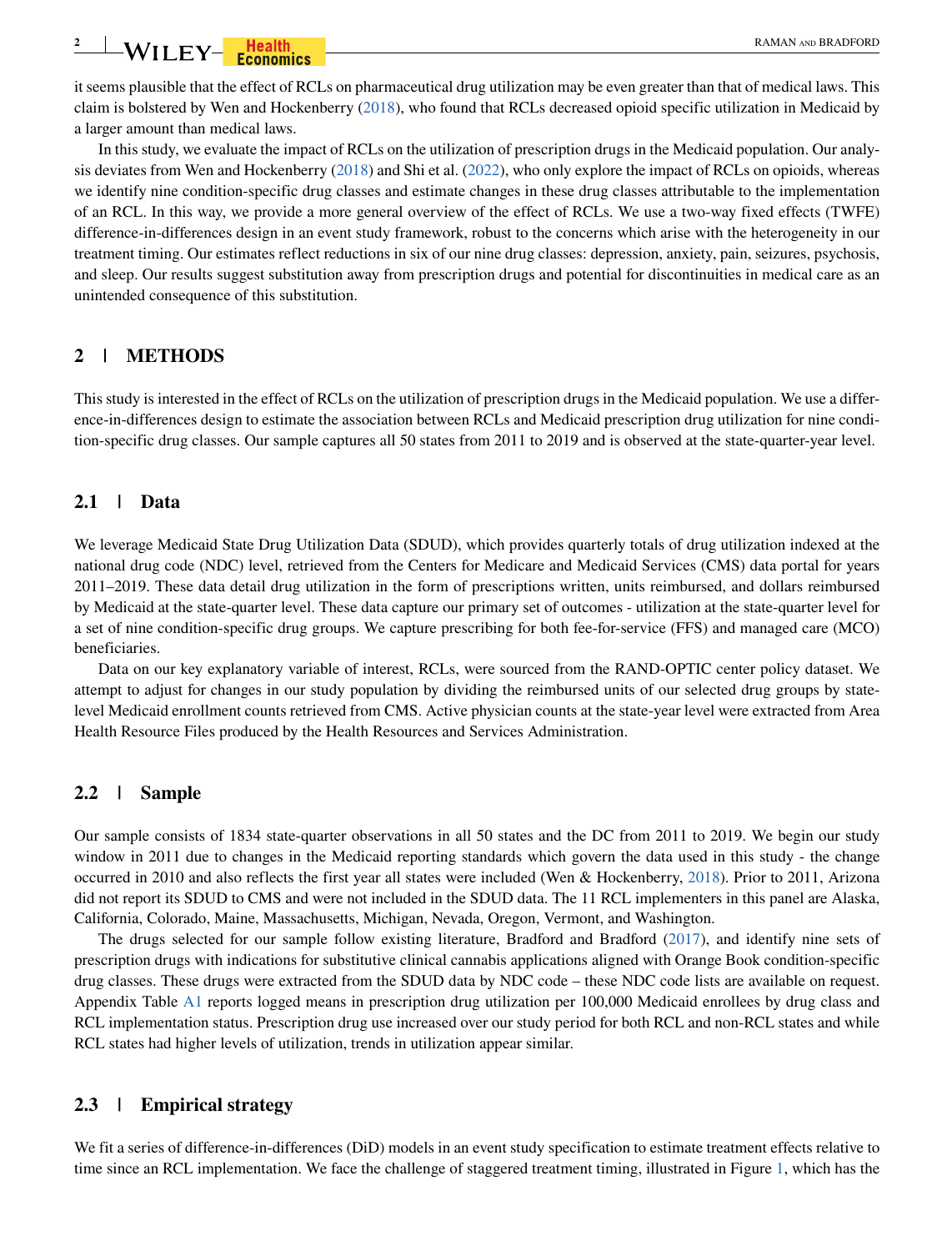it seems plausible that the effect of RCLs on pharmaceutical drug utilization may be even greater than that of medical laws. This claim is bolstered by Wen and Hockenberry (2018), who found that RCLs decreased opioid specific utilization in Medicaid by a larger amount than medical laws.

In this study, we evaluate the impact of RCLs on the utilization of prescription drugs in the Medicaid population. Our analysis deviates from Wen and Hockenberry (2018) and Shi et al. (2022), who only explore the impact of RCLs on opioids, whereas we identify nine condition-specific drug classes and estimate changes in these drug classes attributable to the implementation of an RCL. In this way, we provide a more general overview of the effect of RCLs. We use a two-way fixed effects (TWFE) difference-in-differences design in an event study framework, robust to the concerns which arise with the heterogeneity in our treatment timing. Our estimates reflect reductions in six of our nine drug classes: depression, anxiety, pain, seizures, psychosis, and sleep. Our results suggest substitution away from prescription drugs and potential for discontinuities in medical care as an unintended consequence of this substitution.

## 2 | METHODS

This study is interested in the effect of RCLs on the utilization of prescription drugs in the Medicaid population. We use a difference-in-differences design to estimate the association between RCLs and Medicaid prescription drug utilization for nine condition-specific drug classes. Our sample captures all 50 states from 2011 to 2019 and is observed at the state-quarter-year level.

### 2.1 | Data

We leverage Medicaid State Drug Utilization Data (SDUD), which provides quarterly totals of drug utilization indexed at the national drug code (NDC) level, retrieved from the Centers for Medicare and Medicaid Services (CMS) data portal for years 2011–2019. These data detail drug utilization in the form of prescriptions written, units reimbursed, and dollars reimbursed by Medicaid at the state-quarter level. These data capture our primary set of outcomes - utilization at the state-quarter level for a set of nine condition-specific drug groups. We capture prescribing for both fee-for-service (FFS) and managed care (MCO) beneficiaries.

Data on our key explanatory variable of interest, RCLs, were sourced from the RAND-OPTIC center policy dataset. We attempt to adjust for changes in our study population by dividing the reimbursed units of our selected drug groups by state-level Medicaid enrollment counts retrieved from CMS. Active physician counts at the state-year level were extracted from Area Health Resource Files produced by the Health Resources and Services Administration.

### 2.2 | Sample

Our sample consists of 1834 state-quarter observations in all 50 states and the DC from 2011 to 2019. We begin our study window in 2011 due to changes in the Medicaid reporting standards which govern the data used in this study - the change occurred in 2010 and also reflects the first year all states were included (Wen & Hockenberry, 2018). Prior to 2011, Arizona did not report its SDUD to CMS and were not included in the SDUD data. The 11 RCL implementers in this panel are Alaska, California, Colorado, Maine, Massachusetts, Michigan, Nevada, Oregon, Vermont, and Washington.

The drugs selected for our sample follow existing literature, Bradford and Bradford (2017), and identify nine sets of prescription drugs with indications for substitutive clinical cannabis applications aligned with Orange Book condition-specific drug classes. These drugs were extracted from the SDUD data by NDC code – these NDC code lists are available on request. Appendix Table A1 reports logged means in prescription drug utilization per 100,000 Medicaid enrollees by drug class and RCL implementation status. Prescription drug use increased over our study period for both RCL and non-RCL states and while RCL states had higher levels of utilization, trends in utilization appear similar.

### 2.3 | Empirical strategy

We fit a series of difference-in-differences (DiD) models in an event study specification to estimate treatment effects relative to time since an RCL implementation. We face the challenge of staggered treatment timing, illustrated in Figure 1, which has the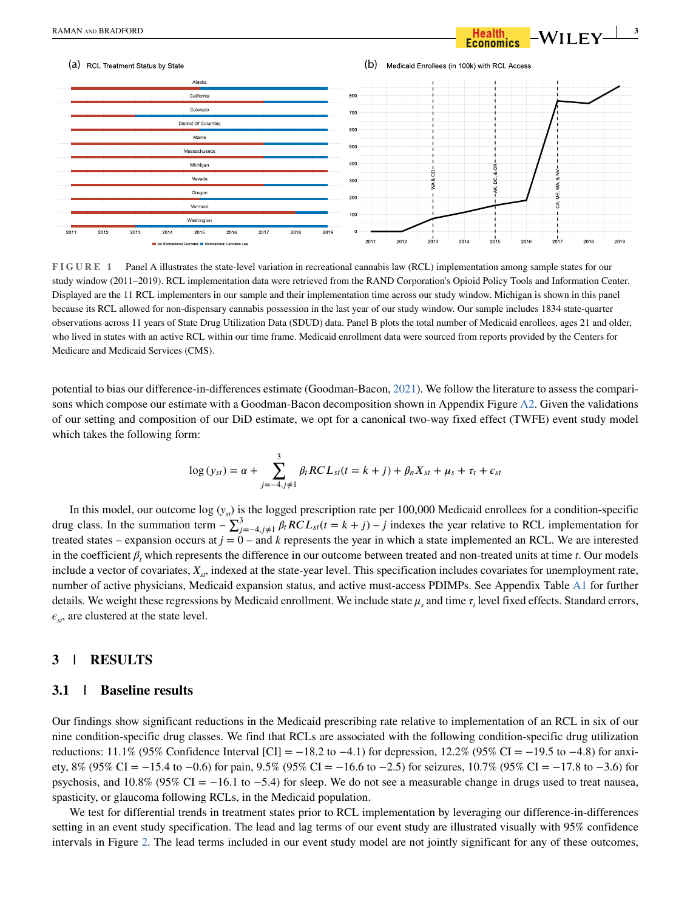FIGURE 1 Panel A illustrates the state-level variation in recreational cannabis law (RCL) implementation among sample states for our study window (2011–2019). RCL implementation data were retrieved from the RAND Corporation's Opioid Policy Tools and Information Center. Displayed are the 11 RCL implementers in our sample and their implementation time across our study window. Michigan is shown in this panel because its RCL allowed for non-dispensary cannabis possession in the last year of our study window. Our sample includes 1834 state-quarter observations across 11 years of State Drug Utilization Data (SDUD) data. Panel B plots the total number of Medicaid enrollees, ages 21 and older, who lived in states with an active RCL within our time frame. Medicaid enrollment data were sourced from reports provided by the Centers for Medicare and Medicaid Services (CMS).

potential to bias our difference-in-differences estimate (Goodman-Bacon, 2021). We follow the literature to assess the comparisons which compose our estimate with a Goodman-Bacon decomposition shown in Appendix Figure A2. Given the validations of our setting and composition of our DiD estimate, we opt for a canonical two-way fixed effect (TWFE) event study model which takes the following form:

$$\log(y_{st}) = \alpha + \sum_{j=-4, j\neq 1}^{3} \beta_t RCL_{st}(t = k + j) + \beta_n X_{st} + \mu_s + \tau_t + \epsilon_{st}$$

In this model, our outcome $\log(y_{st})$ is the logged prescription rate per 100,000 Medicaid enrollees for a condition-specific drug class. In the summation term – $\sum_{j=-4, j\neq 1}^{3} \beta_t RCL_{st}(t = k + j)$ – $j$ indexes the year relative to RCL implementation for treated states – expansion occurs at $j = 0$ – and $k$ represents the year in which a state implemented an RCL. We are interested in the coefficient $\beta_t$ which represents the difference in our outcome between treated and non-treated units at time $t$. Our models include a vector of covariates, $X_{st}$, indexed at the state-year level. This specification includes covariates for unemployment rate, number of active physicians, Medicaid expansion status, and active must-access PDIMPs. See Appendix Table A1 for further details. We weight these regressions by Medicaid enrollment. We include state $\mu_s$ and time $\tau_t$ level fixed effects. Standard errors, $\epsilon_{st}$, are clustered at the state level.

## 3 | RESULTS

### 3.1 | Baseline results

Our findings show significant reductions in the Medicaid prescribing rate relative to implementation of an RCL in six of our nine condition-specific drug classes. We find that RCLs are associated with the following condition-specific drug utilization reductions: 11.1% (95% Confidence Interval [CI] = −18.2 to −4.1) for depression, 12.2% (95% CI = −19.5 to −4.8) for anxiety, 8% (95% CI = −15.4 to −0.6) for pain, 9.5% (95% CI = −16.6 to −2.5) for seizures, 10.7% (95% CI = −17.8 to −3.6) for psychosis, and 10.8% (95% CI = −16.1 to −5.4) for sleep. We do not see a measurable change in drugs used to treat nausea, spasticity, or glaucoma following RCLs, in the Medicaid population.

We test for differential trends in treatment states prior to RCL implementation by leveraging our difference-in-differences setting in an event study specification. The lead and lag terms of our event study are illustrated visually with 95% confidence intervals in Figure 2. The lead terms included in our event study model are not jointly significant for any of these outcomes,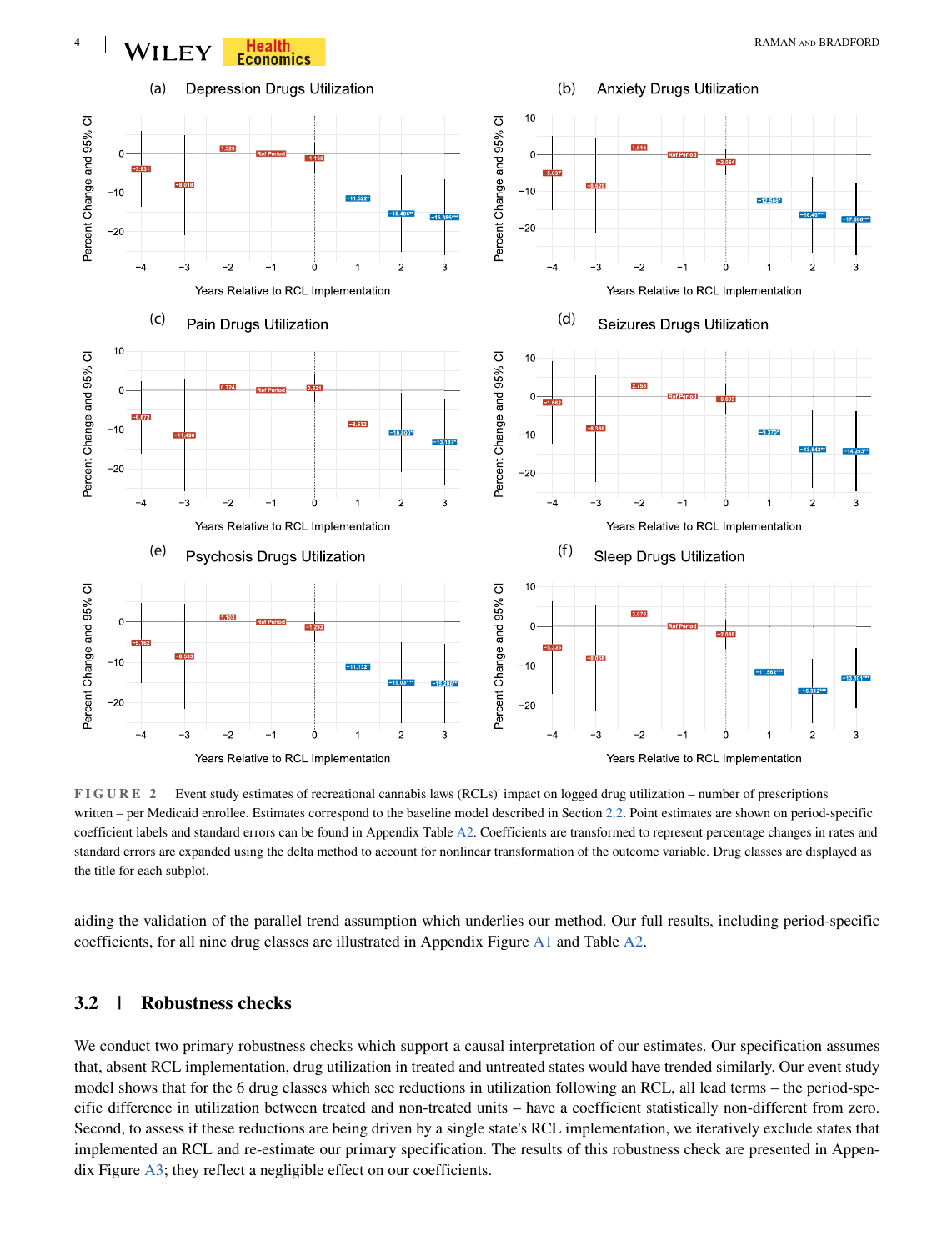FIGURE 2 Event study estimates of recreational cannabis laws (RCLs)' impact on logged drug utilization – number of prescriptions written – per Medicaid enrollee. Estimates correspond to the baseline model described in Section 2.2. Point estimates are shown on period-specific coefficient labels and standard errors can be found in Appendix Table A2. Coefficients are transformed to represent percentage changes in rates and standard errors are expanded using the delta method to account for nonlinear transformation of the outcome variable. Drug classes are displayed as the title for each subplot.

aiding the validation of the parallel trend assumption which underlies our method. Our full results, including period-specific coefficients, for all nine drug classes are illustrated in Appendix Figure A1 and Table A2.

## 3.2 | Robustness checks

We conduct two primary robustness checks which support a causal interpretation of our estimates. Our specification assumes that, absent RCL implementation, drug utilization in treated and untreated states would have trended similarly. Our event study model shows that for the 6 drug classes which see reductions in utilization following an RCL, all lead terms – the period-specific difference in utilization between treated and non-treated units – have a coefficient statistically non-different from zero. Second, to assess if these reductions are being driven by a single state's RCL implementation, we iteratively exclude states that implemented an RCL and re-estimate our primary specification. The results of this robustness check are presented in Appendix Figure A3; they reflect a negligible effect on our coefficients.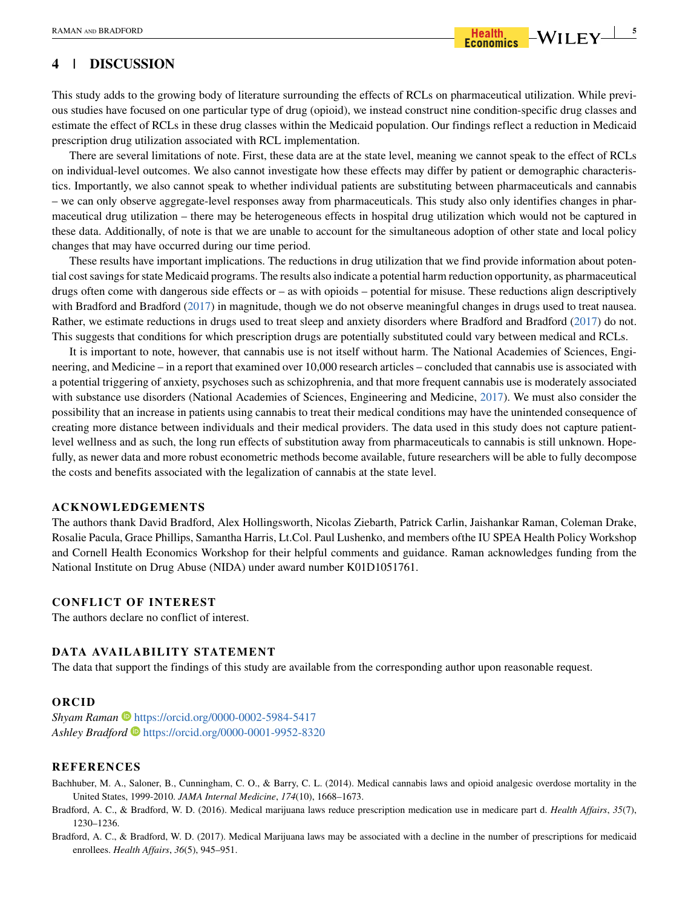## 4 | DISCUSSION

This study adds to the growing body of literature surrounding the effects of RCLs on pharmaceutical utilization. While previous studies have focused on one particular type of drug (opioid), we instead construct nine condition-specific drug classes and estimate the effect of RCLs in these drug classes within the Medicaid population. Our findings reflect a reduction in Medicaid prescription drug utilization associated with RCL implementation.

There are several limitations of note. First, these data are at the state level, meaning we cannot speak to the effect of RCLs on individual-level outcomes. We also cannot investigate how these effects may differ by patient or demographic characteristics. Importantly, we also cannot speak to whether individual patients are substituting between pharmaceuticals and cannabis – we can only observe aggregate-level responses away from pharmaceuticals. This study also only identifies changes in pharmaceutical drug utilization – there may be heterogeneous effects in hospital drug utilization which would not be captured in these data. Additionally, of note is that we are unable to account for the simultaneous adoption of other state and local policy changes that may have occurred during our time period.

These results have important implications. The reductions in drug utilization that we find provide information about potential cost savings for state Medicaid programs. The results also indicate a potential harm reduction opportunity, as pharmaceutical drugs often come with dangerous side effects or – as with opioids – potential for misuse. These reductions align descriptively with Bradford and Bradford (2017) in magnitude, though we do not observe meaningful changes in drugs used to treat nausea. Rather, we estimate reductions in drugs used to treat sleep and anxiety disorders where Bradford and Bradford (2017) do not. This suggests that conditions for which prescription drugs are potentially substituted could vary between medical and RCLs.

It is important to note, however, that cannabis use is not itself without harm. The National Academies of Sciences, Engineering, and Medicine – in a report that examined over 10,000 research articles – concluded that cannabis use is associated with a potential triggering of anxiety, psychoses such as schizophrenia, and that more frequent cannabis use is moderately associated with substance use disorders (National Academies of Sciences, Engineering and Medicine, 2017). We must also consider the possibility that an increase in patients using cannabis to treat their medical conditions may have the unintended consequence of creating more distance between individuals and their medical providers. The data used in this study does not capture patient-level wellness and as such, the long run effects of substitution away from pharmaceuticals to cannabis is still unknown. Hopefully, as newer data and more robust econometric methods become available, future researchers will be able to fully decompose the costs and benefits associated with the legalization of cannabis at the state level.

### ACKNOWLEDGEMENTS

The authors thank David Bradford, Alex Hollingsworth, Nicolas Ziebarth, Patrick Carlin, Jaishankar Raman, Coleman Drake, Rosalie Pacula, Grace Phillips, Samantha Harris, Lt.Col. Paul Lushenko, and members ofthe IU SPEA Health Policy Workshop and Cornell Health Economics Workshop for their helpful comments and guidance. Raman acknowledges funding from the National Institute on Drug Abuse (NIDA) under award number K01D1051761.

### CONFLICT OF INTEREST

The authors declare no conflict of interest.

### DATA AVAILABILITY STATEMENT

The data that support the findings of this study are available from the corresponding author upon reasonable request.

### ORCID

*Shyam Raman* https://orcid.org/0000-0002-5984-5417
*Ashley Bradford* https://orcid.org/0000-0001-9952-8320

### REFERENCES

Bachhuber, M. A., Saloner, B., Cunningham, C. O., & Barry, C. L. (2014). Medical cannabis laws and opioid analgesic overdose mortality in the United States, 1999-2010. *JAMA Internal Medicine*, *174*(10), 1668–1673.

Bradford, A. C., & Bradford, W. D. (2016). Medical marijuana laws reduce prescription medication use in medicare part d. *Health Affairs*, *35*(7), 1230–1236.

Bradford, A. C., & Bradford, W. D. (2017). Medical Marijuana laws may be associated with a decline in the number of prescriptions for medicaid enrollees. *Health Affairs*, *36*(5), 945–951.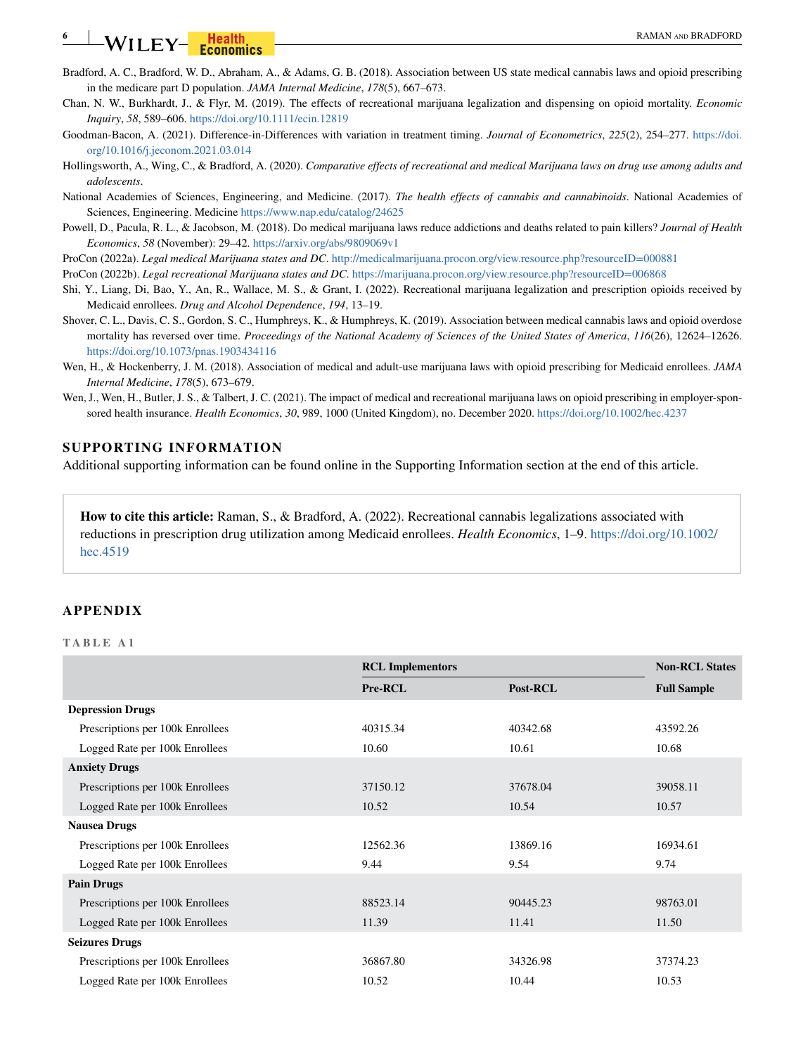Bradford, A. C., Bradford, W. D., Abraham, A., & Adams, G. B. (2018). Association between US state medical cannabis laws and opioid prescribing in the medicare part D population. *JAMA Internal Medicine*, *178*(5), 667–673.

Chan, N. W., Burkhardt, J., & Flyr, M. (2019). The effects of recreational marijuana legalization and dispensing on opioid mortality. *Economic Inquiry*, *58*, 589–606. https://doi.org/10.1111/ecin.12819

Goodman-Bacon, A. (2021). Difference-in-Differences with variation in treatment timing. *Journal of Econometrics*, *225*(2), 254–277. https://doi.org/10.1016/j.jeconom.2021.03.014

Hollingsworth, A., Wing, C., & Bradford, A. (2020). *Comparative effects of recreational and medical Marijuana laws on drug use among adults and adolescents*.

National Academies of Sciences, Engineering, and Medicine. (2017). *The health effects of cannabis and cannabinoids*. National Academies of Sciences, Engineering. Medicine https://www.nap.edu/catalog/24625

Powell, D., Pacula, R. L., & Jacobson, M. (2018). Do medical marijuana laws reduce addictions and deaths related to pain killers? *Journal of Health Economics*, *58* (November): 29–42. https://arxiv.org/abs/9809069v1

ProCon (2022a). *Legal medical Marijuana states and DC*. http://medicalmarijuana.procon.org/view.resource.php?resourceID=000881

ProCon (2022b). *Legal recreational Marijuana states and DC*. https://marijuana.procon.org/view.resource.php?resourceID=006868

Shi, Y., Liang, Di, Bao, Y., An, R., Wallace, M. S., & Grant, I. (2022). Recreational marijuana legalization and prescription opioids received by Medicaid enrollees. *Drug and Alcohol Dependence*, *194*, 13–19.

Shover, C. L., Davis, C. S., Gordon, S. C., Humphreys, K., & Humphreys, K. (2019). Association between medical cannabis laws and opioid overdose mortality has reversed over time. *Proceedings of the National Academy of Sciences of the United States of America*, *116*(26), 12624–12626. https://doi.org/10.1073/pnas.1903434116

Wen, H., & Hockenberry, J. M. (2018). Association of medical and adult-use marijuana laws with opioid prescribing for Medicaid enrollees. *JAMA Internal Medicine*, *178*(5), 673–679.

Wen, J., Wen, H., Butler, J. S., & Talbert, J. C. (2021). The impact of medical and recreational marijuana laws on opioid prescribing in employer-sponsored health insurance. *Health Economics*, *30*, 989, 1000 (United Kingdom), no. December 2020. https://doi.org/10.1002/hec.4237

## SUPPORTING INFORMATION

Additional supporting information can be found online in the Supporting Information section at the end of this article.

> **How to cite this article:** Raman, S., & Bradford, A. (2022). Recreational cannabis legalizations associated with reductions in prescription drug utilization among Medicaid enrollees. *Health Economics*, 1–9. https://doi.org/10.1002/hec.4519

## APPENDIX

TABLE A1

| | RCL Implementors | | Non-RCL States |
|---|---|---|---|
| | Pre-RCL | Post-RCL | Full Sample |
| **Depression Drugs** | | | |
| Prescriptions per 100k Enrollees | 40315.34 | 40342.68 | 43592.26 |
| Logged Rate per 100k Enrollees | 10.60 | 10.61 | 10.68 |
| **Anxiety Drugs** | | | |
| Prescriptions per 100k Enrollees | 37150.12 | 37678.04 | 39058.11 |
| Logged Rate per 100k Enrollees | 10.52 | 10.54 | 10.57 |
| **Nausea Drugs** | | | |
| Prescriptions per 100k Enrollees | 12562.36 | 13869.16 | 16934.61 |
| Logged Rate per 100k Enrollees | 9.44 | 9.54 | 9.74 |
| **Pain Drugs** | | | |
| Prescriptions per 100k Enrollees | 88523.14 | 90445.23 | 98763.01 |
| Logged Rate per 100k Enrollees | 11.39 | 11.41 | 11.50 |
| **Seizures Drugs** | | | |
| Prescriptions per 100k Enrollees | 36867.80 | 34326.98 | 37374.23 |
| Logged Rate per 100k Enrollees | 10.52 | 10.44 | 10.53 |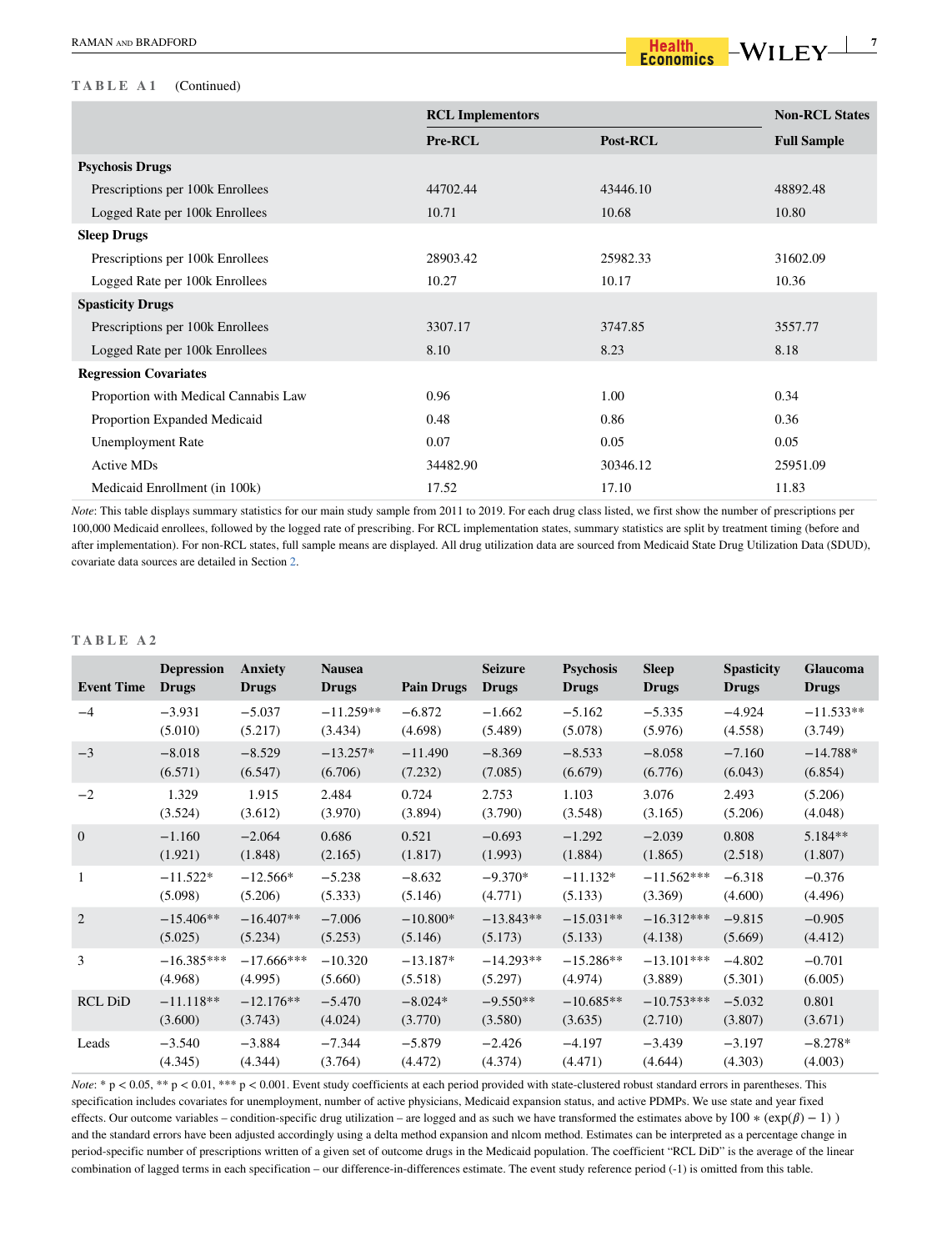**TABLE A1** (Continued)

| | RCL Implementors | | Non-RCL States |
|---|---|---|---|
| | **Pre-RCL** | **Post-RCL** | **Full Sample** |
| **Psychosis Drugs** | | | |
| Prescriptions per 100k Enrollees | 44702.44 | 43446.10 | 48892.48 |
| Logged Rate per 100k Enrollees | 10.71 | 10.68 | 10.80 |
| **Sleep Drugs** | | | |
| Prescriptions per 100k Enrollees | 28903.42 | 25982.33 | 31602.09 |
| Logged Rate per 100k Enrollees | 10.27 | 10.17 | 10.36 |
| **Spasticity Drugs** | | | |
| Prescriptions per 100k Enrollees | 3307.17 | 3747.85 | 3557.77 |
| Logged Rate per 100k Enrollees | 8.10 | 8.23 | 8.18 |
| **Regression Covariates** | | | |
| Proportion with Medical Cannabis Law | 0.96 | 1.00 | 0.34 |
| Proportion Expanded Medicaid | 0.48 | 0.86 | 0.36 |
| Unemployment Rate | 0.07 | 0.05 | 0.05 |
| Active MDs | 34482.90 | 30346.12 | 25951.09 |
| Medicaid Enrollment (in 100k) | 17.52 | 17.10 | 11.83 |

*Note*: This table displays summary statistics for our main study sample from 2011 to 2019. For each drug class listed, we first show the number of prescriptions per 100,000 Medicaid enrollees, followed by the logged rate of prescribing. For RCL implementation states, summary statistics are split by treatment timing (before and after implementation). For non-RCL states, full sample means are displayed. All drug utilization data are sourced from Medicaid State Drug Utilization Data (SDUD), covariate data sources are detailed in Section 2.

**TABLE A2**

| Event Time | Depression Drugs | Anxiety Drugs | Nausea Drugs | Pain Drugs | Seizure Drugs | Psychosis Drugs | Sleep Drugs | Spasticity Drugs | Glaucoma Drugs |
|---|---|---|---|---|---|---|---|---|---|
| −4 | −3.931 | −5.037 | −11.259** | −6.872 | −1.662 | −5.162 | −5.335 | −4.924 | −11.533** |
| | (5.010) | (5.217) | (3.434) | (4.698) | (5.489) | (5.078) | (5.976) | (4.558) | (3.749) |
| −3 | −8.018 | −8.529 | −13.257* | −11.490 | −8.369 | −8.533 | −8.058 | −7.160 | −14.788* |
| | (6.571) | (6.547) | (6.706) | (7.232) | (7.085) | (6.679) | (6.776) | (6.043) | (6.854) |
| −2 | 1.329 | 1.915 | 2.484 | 0.724 | 2.753 | 1.103 | 3.076 | 2.493 | (5.206) |
| | (3.524) | (3.612) | (3.970) | (3.894) | (3.790) | (3.548) | (3.165) | (5.206) | (4.048) |
| 0 | −1.160 | −2.064 | 0.686 | 0.521 | −0.693 | −1.292 | −2.039 | 0.808 | 5.184** |
| | (1.921) | (1.848) | (2.165) | (1.817) | (1.993) | (1.884) | (1.865) | (2.518) | (1.807) |
| 1 | −11.522* | −12.566* | −5.238 | −8.632 | −9.370* | −11.132* | −11.562*** | −6.318 | −0.376 |
| | (5.098) | (5.206) | (5.333) | (5.146) | (4.771) | (5.133) | (3.369) | (4.600) | (4.496) |
| 2 | −15.406** | −16.407** | −7.006 | −10.800* | −13.843** | −15.031** | −16.312*** | −9.815 | −0.905 |
| | (5.025) | (5.234) | (5.253) | (5.146) | (5.173) | (5.133) | (4.138) | (5.669) | (4.412) |
| 3 | −16.385*** | −17.666*** | −10.320 | −13.187* | −14.293** | −15.286** | −13.101*** | −4.802 | −0.701 |
| | (4.968) | (4.995) | (5.660) | (5.518) | (5.297) | (4.974) | (3.889) | (5.301) | (6.005) |
| RCL DiD | −11.118** | −12.176** | −5.470 | −8.024* | −9.550** | −10.685** | −10.753*** | −5.032 | 0.801 |
| | (3.600) | (3.743) | (4.024) | (3.770) | (3.580) | (3.635) | (2.710) | (3.807) | (3.671) |
| Leads | −3.540 | −3.884 | −7.344 | −5.879 | −2.426 | −4.197 | −3.439 | −3.197 | −8.278* |
| | (4.345) | (4.344) | (3.764) | (4.472) | (4.374) | (4.471) | (4.644) | (4.303) | (4.003) |

*Note*: * p < 0.05, ** p < 0.01, *** p < 0.001. Event study coefficients at each period provided with state-clustered robust standard errors in parentheses. This specification includes covariates for unemployment, number of active physicians, Medicaid expansion status, and active PDMPs. We use state and year fixed effects. Our outcome variables – condition-specific drug utilization – are logged and as such we have transformed the estimates above by $100 * (\exp(\beta) - 1)$ and the standard errors have been adjusted accordingly using a delta method expansion and nlcom method. Estimates can be interpreted as a percentage change in period-specific number of prescriptions written of a given set of outcome drugs in the Medicaid population. The coefficient "RCL DiD" is the average of the linear combination of lagged terms in each specification – our difference-in-differences estimate. The event study reference period (-1) is omitted from this table.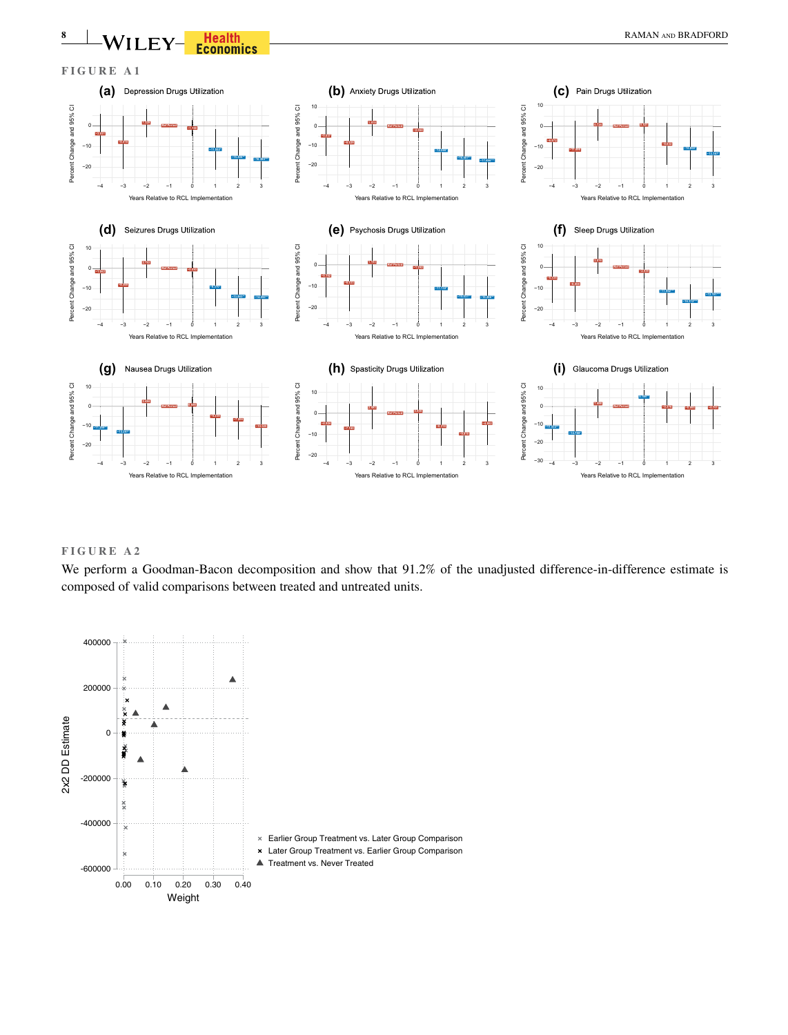FIGURE A1

FIGURE A2

We perform a Goodman-Bacon decomposition and show that 91.2% of the unadjusted difference-in-difference estimate is composed of valid comparisons between treated and untreated units.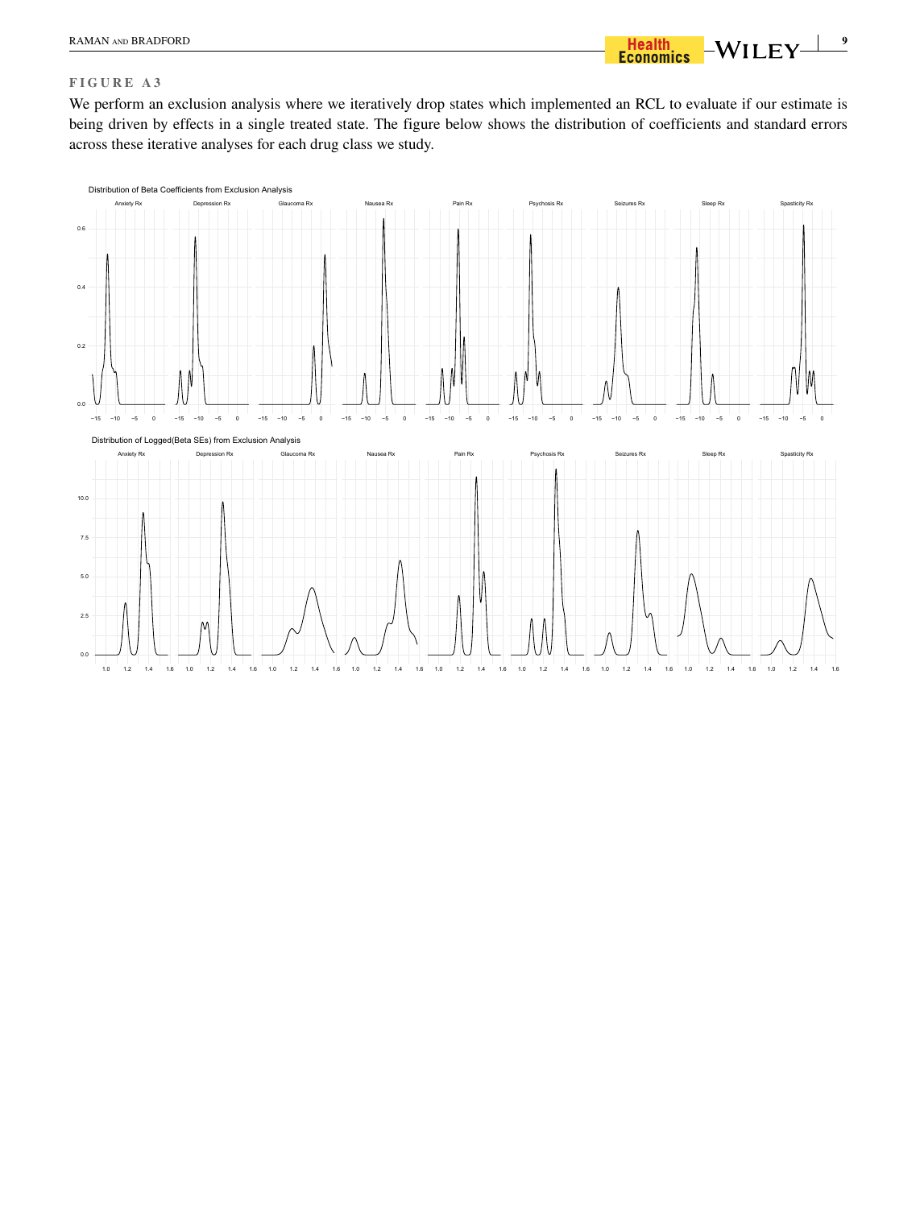**FIGURE A3**

We perform an exclusion analysis where we iteratively drop states which implemented an RCL to evaluate if our estimate is being driven by effects in a single treated state. The figure below shows the distribution of coefficients and standard errors across these iterative analyses for each drug class we study.

Distribution of Beta Coefficients from Exclusion Analysis

Anxiety Rx, Depression Rx, Glaucoma Rx, Nausea Rx, Pain Rx, Psychosis Rx, Seizures Rx, Sleep Rx, Spasticity Rx

0.0 0.2 0.4 0.6

−15 −10 −5 0

Distribution of Logged(Beta SEs) from Exclusion Analysis

Anxiety Rx, Depression Rx, Glaucoma Rx, Nausea Rx, Pain Rx, Psychosis Rx, Seizures Rx, Sleep Rx, Spasticity Rx

0.0 2.5 5.0 7.5 10.0

1.0 1.2 1.4 1.6